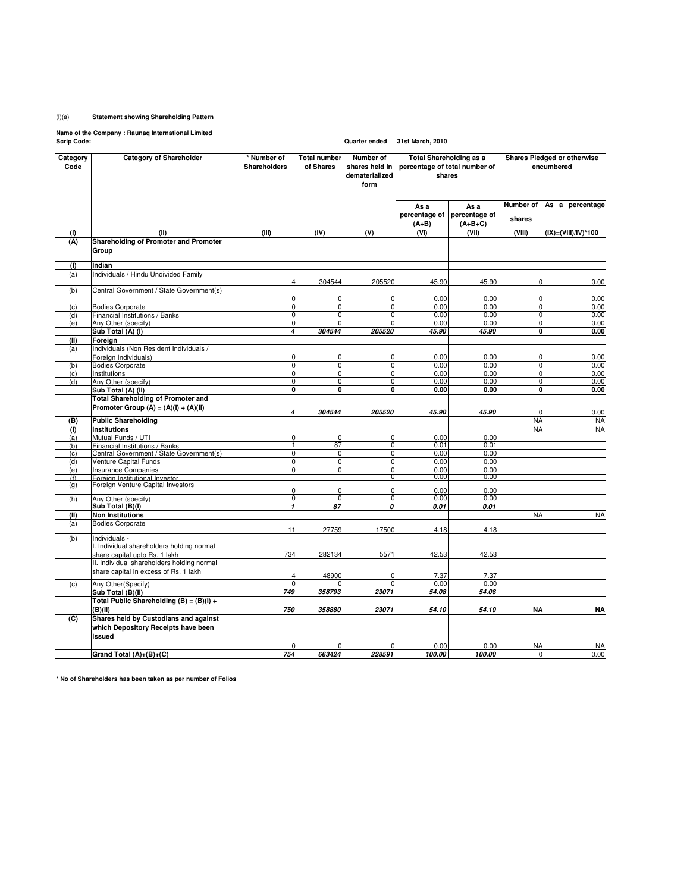(I)(a) **Statement showing Shareholding Pattern**

**Name of the Company : Raunaq International Limited**
**Scrip Code:** **Quarter ended 31st March, 2010**

| Category Code | Category of Shareholder | * Number of Shareholders | Total number of Shares | Number of shares held in dematerialized form | Total Shareholding as a percentage of total number of shares | | Shares Pledged or otherwise encumbered | |
|---|---|---|---|---|---|---|---|---|
| | | | | | As a percentage of (A+B) | As a percentage of (A+B+C) | Number of shares | As a percentage |
| (I) | (II) | (III) | (IV) | (V) | (VI) | (VII) | (VIII) | (IX)=(VIII)/IV)*100 |
| **(A)** | **Shareholding of Promoter and Promoter Group** | | | | | | | |
| **(I)** | **Indian** | | | | | | | |
| (a) | Individuals / Hindu Undivided Family | 4 | 304544 | 205520 | 45.90 | 45.90 | 0 | 0.00 |
| (b) | Central Government / State Government(s) | 0 | 0 | 0 | 0.00 | 0.00 | 0 | 0.00 |
| (c) | Bodies Corporate | 0 | 0 | 0 | 0.00 | 0.00 | 0 | 0.00 |
| (d) | Financial Institutions / Banks | 0 | 0 | 0 | 0.00 | 0.00 | 0 | 0.00 |
| (e) | Any Other (specify) | 0 | 0 | 0 | 0.00 | 0.00 | 0 | 0.00 |
| | **Sub Total (A) (I)** | ***4*** | ***304544*** | ***205520*** | ***45.90*** | ***45.90*** | **0** | **0.00** |
| **(II)** | **Foreign** | | | | | | | |
| (a) | Individuals (Non Resident Individuals / Foreign Individuals) | 0 | 0 | 0 | 0.00 | 0.00 | 0 | 0.00 |
| (b) | Bodies Corporate | 0 | 0 | 0 | 0.00 | 0.00 | 0 | 0.00 |
| (c) | Institutions | 0 | 0 | 0 | 0.00 | 0.00 | 0 | 0.00 |
| (d) | Any Other (specify) | 0 | 0 | 0 | 0.00 | 0.00 | 0 | 0.00 |
| | **Sub Total (A) (II)** | **0** | **0** | **0** | **0.00** | **0.00** | **0** | **0.00** |
| | **Total Shareholding of Promoter and Promoter Group (A) = (A)(I) + (A)(II)** | ***4*** | ***304544*** | ***205520*** | ***45.90*** | ***45.90*** | 0 | 0.00 |
| **(B)** | **Public Shareholding** | | | | | | NA | NA |
| **(I)** | **Institutions** | | | | | | NA | NA |
| (a) | Mutual Funds / UTI | 0 | 0 | 0 | 0.00 | 0.00 | | |
| (b) | Financial Institutions / Banks | 1 | 87 | 0 | 0.01 | 0.01 | | |
| (c) | Central Government / State Government(s) | 0 | 0 | 0 | 0.00 | 0.00 | | |
| (d) | Venture Capital Funds | 0 | 0 | 0 | 0.00 | 0.00 | | |
| (e) | Insurance Companies | 0 | 0 | 0 | 0.00 | 0.00 | | |
| (f) | Foreign Institutional Investor | | | 0 | 0.00 | 0.00 | | |
| (g) | Foreign Venture Capital Investors | 0 | 0 | 0 | 0.00 | 0.00 | | |
| (h) | Any Other (specify) | 0 | 0 | 0 | 0.00 | 0.00 | | |
| | **Sub Total (B)(I)** | ***1*** | ***87*** | ***0*** | ***0.01*** | ***0.01*** | | |
| **(II)** | **Non Institutions** | | | | | | NA | NA |
| (a) | Bodies Corporate | 11 | 27759 | 17500 | 4.18 | 4.18 | | |
| (b) | Individuals - | | | | | | | |
| | I. Individual shareholders holding normal share capital upto Rs. 1 lakh | 734 | 282134 | 5571 | 42.53 | 42.53 | | |
| | II. Individual shareholders holding normal share capital in excess of Rs. 1 lakh | 4 | 48900 | 0 | 7.37 | 7.37 | | |
| (c) | Any Other(Specify) | 0 | 0 | 0 | 0.00 | 0.00 | | |
| | **Sub Total (B)(II)** | ***749*** | ***358793*** | ***23071*** | ***54.08*** | ***54.08*** | | |
| | **Total Public Shareholding (B) = (B)(I) + (B)(II)** | ***750*** | ***358880*** | ***23071*** | ***54.10*** | ***54.10*** | **NA** | **NA** |
| **(C)** | **Shares held by Custodians and against which Depository Receipts have been issued** | 0 | 0 | 0 | 0.00 | 0.00 | NA | NA |
| | **Grand Total (A)+(B)+(C)** | ***754*** | ***663424*** | ***228591*** | ***100.00*** | ***100.00*** | 0 | 0.00 |

**\* No of Shareholders has been taken as per number of Folios**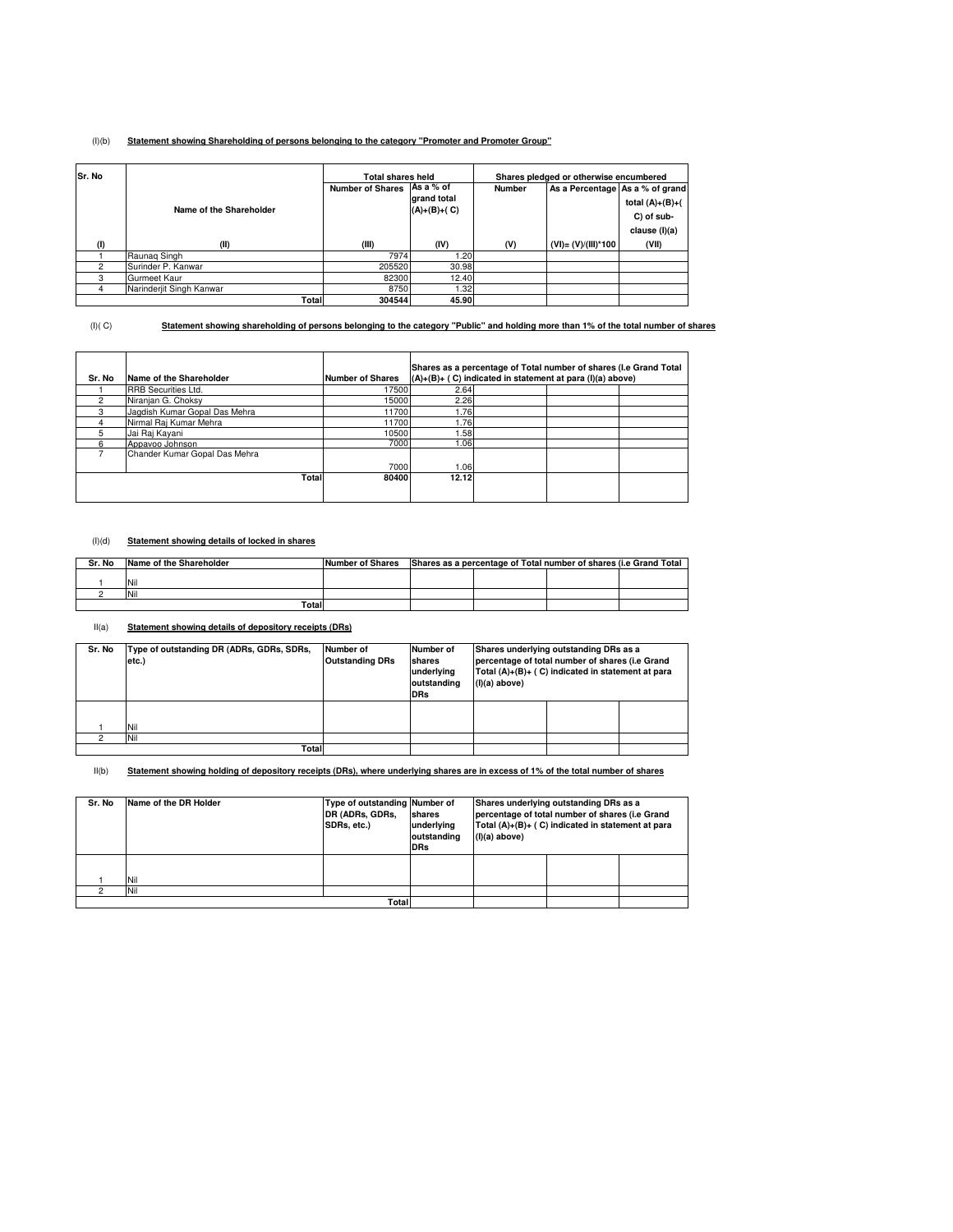(I)(b) **Statement showing Shareholding of persons belonging to the category "Promoter and Promoter Group"**

| Sr. No | Name of the Shareholder | Total shares held | | Shares pledged or otherwise encumbered | | |
|---|---|---|---|---|---|---|
| | | Number of Shares | As a % of grand total (A)+(B)+( C) | Number | As a Percentage | As a % of grand total (A)+(B)+( C) of sub-clause (I)(a) |
| (I) | (II) | (III) | (IV) | (V) | (VI)= (V)/(III)*100 | (VII) |
| 1 | Raunaq Singh | 7974 | 1.20 | | | |
| 2 | Surinder P. Kanwar | 205520 | 30.98 | | | |
| 3 | Gurmeet Kaur | 82300 | 12.40 | | | |
| 4 | Narinderjit Singh Kanwar | 8750 | 1.32 | | | |
| | Total | 304544 | 45.90 | | | |

(I)( C) **Statement showing shareholding of persons belonging to the category "Public" and holding more than 1% of the total number of shares**

| Sr. No | Name of the Shareholder | Number of Shares | Shares as a percentage of Total number of shares (i.e Grand Total (A)+(B)+ ( C) indicated in statement at para (I)(a) above) | | |
|---|---|---|---|---|---|
| 1 | RRB Securities Ltd. | 17500 | 2.64 | | |
| 2 | Niranjan G. Choksy | 15000 | 2.26 | | |
| 3 | Jagdish Kumar Gopal Das Mehra | 11700 | 1.76 | | |
| 4 | Nirmal Raj Kumar Mehra | 11700 | 1.76 | | |
| 5 | Jai Raj Kayani | 10500 | 1.58 | | |
| 6 | Appavoo Johnson | 7000 | 1.06 | | |
| 7 | Chander Kumar Gopal Das Mehra | 7000 | 1.06 | | |
| | Total | 80400 | 12.12 | | |

(I)(d) **Statement showing details of locked in shares**

| Sr. No | Name of the Shareholder | Number of Shares | Shares as a percentage of Total number of shares (i.e Grand Total | | | |
|---|---|---|---|---|---|---|
| 1 | Nil | | | | | |
| 2 | Nil | | | | | |
| | Total | | | | | |

II(a) **Statement showing details of depository receipts (DRs)**

| Sr. No | Type of outstanding DR (ADRs, GDRs, SDRs, etc.) | Number of Outstanding DRs | Number of shares underlying outstanding DRs | Shares underlying outstanding DRs as a percentage of total number of shares (i.e Grand Total (A)+(B)+ ( C) indicated in statement at para (I)(a) above) | | |
|---|---|---|---|---|---|---|
| 1 | Nil | | | | | |
| 2 | Nil | | | | | |
| | Total | | | | | |

II(b) **Statement showing holding of depository receipts (DRs), where underlying shares are in excess of 1% of the total number of shares**

| Sr. No | Name of the DR Holder | Type of outstanding DR (ADRs, GDRs, SDRs, etc.) | Number of shares underlying outstanding DRs | Shares underlying outstanding DRs as a percentage of total number of shares (i.e Grand Total (A)+(B)+ ( C) indicated in statement at para (I)(a) above) | | |
|---|---|---|---|---|---|---|
| 1 | Nil | | | | | |
| 2 | Nil | | | | | |
| | | Total | | | | |